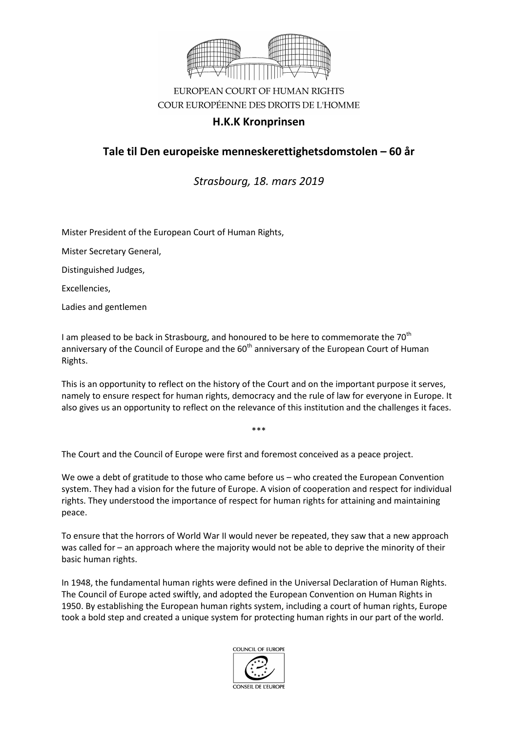EUROPEAN COURT OF HUMAN RIGHTS
COUR EUROPÉENNE DES DROITS DE L'HOMME

**H.K.K Kronprinsen**

## Tale til Den europeiske menneskerettighetsdomstolen – 60 år

*Strasbourg, 18. mars 2019*

Mister President of the European Court of Human Rights,

Mister Secretary General,

Distinguished Judges,

Excellencies,

Ladies and gentlemen

I am pleased to be back in Strasbourg, and honoured to be here to commemorate the 70th anniversary of the Council of Europe and the 60th anniversary of the European Court of Human Rights.

This is an opportunity to reflect on the history of the Court and on the important purpose it serves, namely to ensure respect for human rights, democracy and the rule of law for everyone in Europe. It also gives us an opportunity to reflect on the relevance of this institution and the challenges it faces.

***

The Court and the Council of Europe were first and foremost conceived as a peace project.

We owe a debt of gratitude to those who came before us – who created the European Convention system. They had a vision for the future of Europe. A vision of cooperation and respect for individual rights. They understood the importance of respect for human rights for attaining and maintaining peace.

To ensure that the horrors of World War II would never be repeated, they saw that a new approach was called for – an approach where the majority would not be able to deprive the minority of their basic human rights.

In 1948, the fundamental human rights were defined in the Universal Declaration of Human Rights. The Council of Europe acted swiftly, and adopted the European Convention on Human Rights in 1950. By establishing the European human rights system, including a court of human rights, Europe took a bold step and created a unique system for protecting human rights in our part of the world.

COUNCIL OF EUROPE
CONSEIL DE L'EUROPE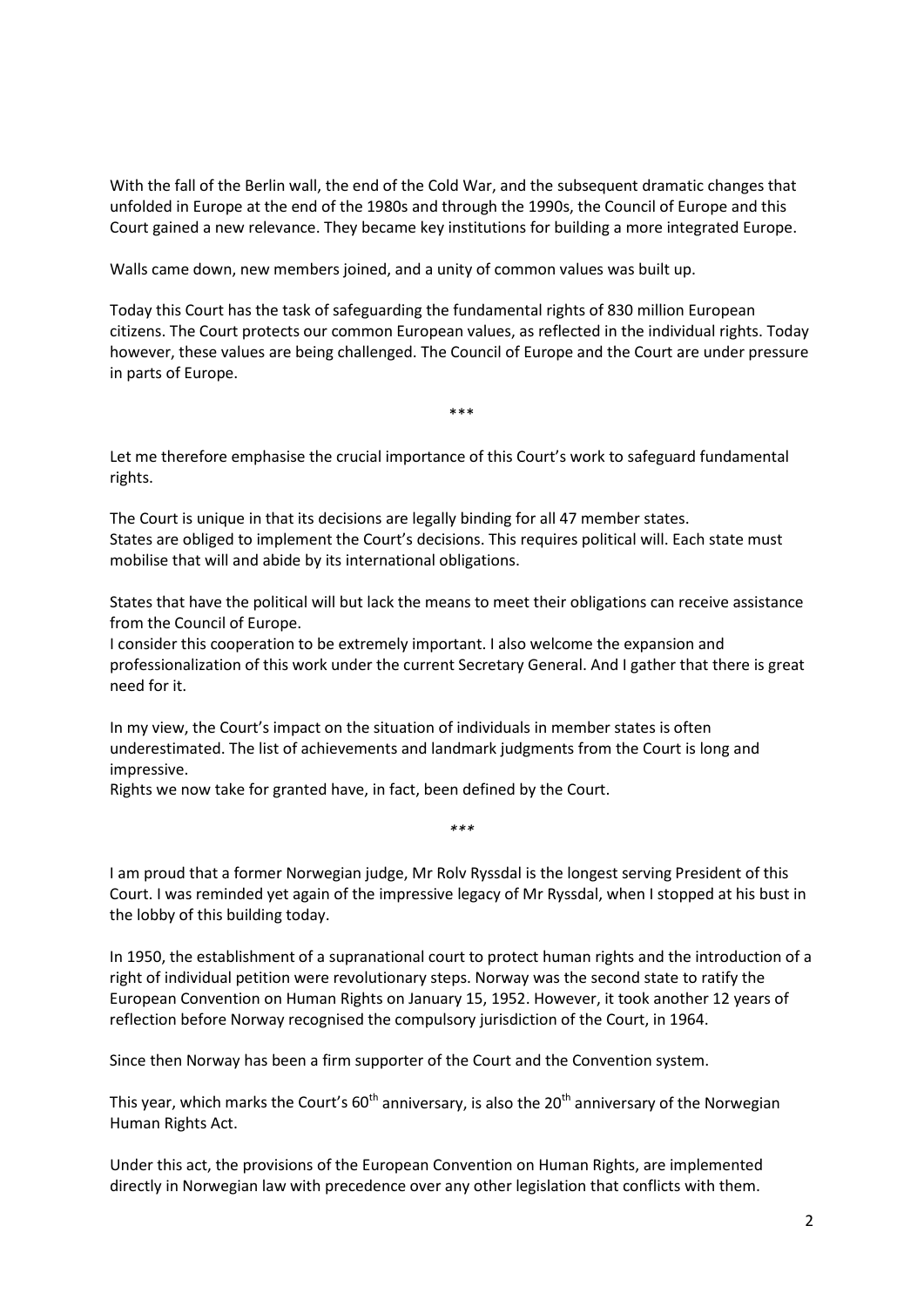With the fall of the Berlin wall, the end of the Cold War, and the subsequent dramatic changes that unfolded in Europe at the end of the 1980s and through the 1990s, the Council of Europe and this Court gained a new relevance. They became key institutions for building a more integrated Europe.

Walls came down, new members joined, and a unity of common values was built up.

Today this Court has the task of safeguarding the fundamental rights of 830 million European citizens. The Court protects our common European values, as reflected in the individual rights. Today however, these values are being challenged. The Council of Europe and the Court are under pressure in parts of Europe.

***

Let me therefore emphasise the crucial importance of this Court's work to safeguard fundamental rights.

The Court is unique in that its decisions are legally binding for all 47 member states. States are obliged to implement the Court's decisions. This requires political will. Each state must mobilise that will and abide by its international obligations.

States that have the political will but lack the means to meet their obligations can receive assistance from the Council of Europe.
I consider this cooperation to be extremely important. I also welcome the expansion and professionalization of this work under the current Secretary General. And I gather that there is great need for it.

In my view, the Court's impact on the situation of individuals in member states is often underestimated. The list of achievements and landmark judgments from the Court is long and impressive.
Rights we now take for granted have, in fact, been defined by the Court.

***

I am proud that a former Norwegian judge, Mr Rolv Ryssdal is the longest serving President of this Court. I was reminded yet again of the impressive legacy of Mr Ryssdal, when I stopped at his bust in the lobby of this building today.

In 1950, the establishment of a supranational court to protect human rights and the introduction of a right of individual petition were revolutionary steps. Norway was the second state to ratify the European Convention on Human Rights on January 15, 1952. However, it took another 12 years of reflection before Norway recognised the compulsory jurisdiction of the Court, in 1964.

Since then Norway has been a firm supporter of the Court and the Convention system.

This year, which marks the Court's 60th anniversary, is also the 20th anniversary of the Norwegian Human Rights Act.

Under this act, the provisions of the European Convention on Human Rights, are implemented directly in Norwegian law with precedence over any other legislation that conflicts with them.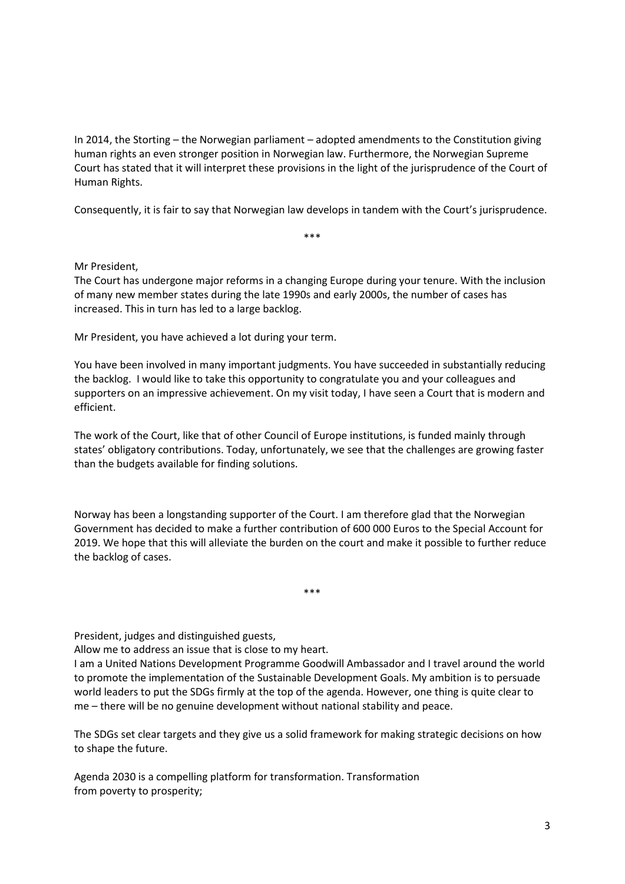In 2014, the Storting – the Norwegian parliament – adopted amendments to the Constitution giving human rights an even stronger position in Norwegian law. Furthermore, the Norwegian Supreme Court has stated that it will interpret these provisions in the light of the jurisprudence of the Court of Human Rights.

Consequently, it is fair to say that Norwegian law develops in tandem with the Court's jurisprudence.

***

Mr President,
The Court has undergone major reforms in a changing Europe during your tenure. With the inclusion of many new member states during the late 1990s and early 2000s, the number of cases has increased. This in turn has led to a large backlog.

Mr President, you have achieved a lot during your term.

You have been involved in many important judgments. You have succeeded in substantially reducing the backlog. I would like to take this opportunity to congratulate you and your colleagues and supporters on an impressive achievement. On my visit today, I have seen a Court that is modern and efficient.

The work of the Court, like that of other Council of Europe institutions, is funded mainly through states' obligatory contributions. Today, unfortunately, we see that the challenges are growing faster than the budgets available for finding solutions.

Norway has been a longstanding supporter of the Court. I am therefore glad that the Norwegian Government has decided to make a further contribution of 600 000 Euros to the Special Account for 2019. We hope that this will alleviate the burden on the court and make it possible to further reduce the backlog of cases.

***

President, judges and distinguished guests,
Allow me to address an issue that is close to my heart.
I am a United Nations Development Programme Goodwill Ambassador and I travel around the world to promote the implementation of the Sustainable Development Goals. My ambition is to persuade world leaders to put the SDGs firmly at the top of the agenda. However, one thing is quite clear to me – there will be no genuine development without national stability and peace.

The SDGs set clear targets and they give us a solid framework for making strategic decisions on how to shape the future.

Agenda 2030 is a compelling platform for transformation. Transformation
from poverty to prosperity;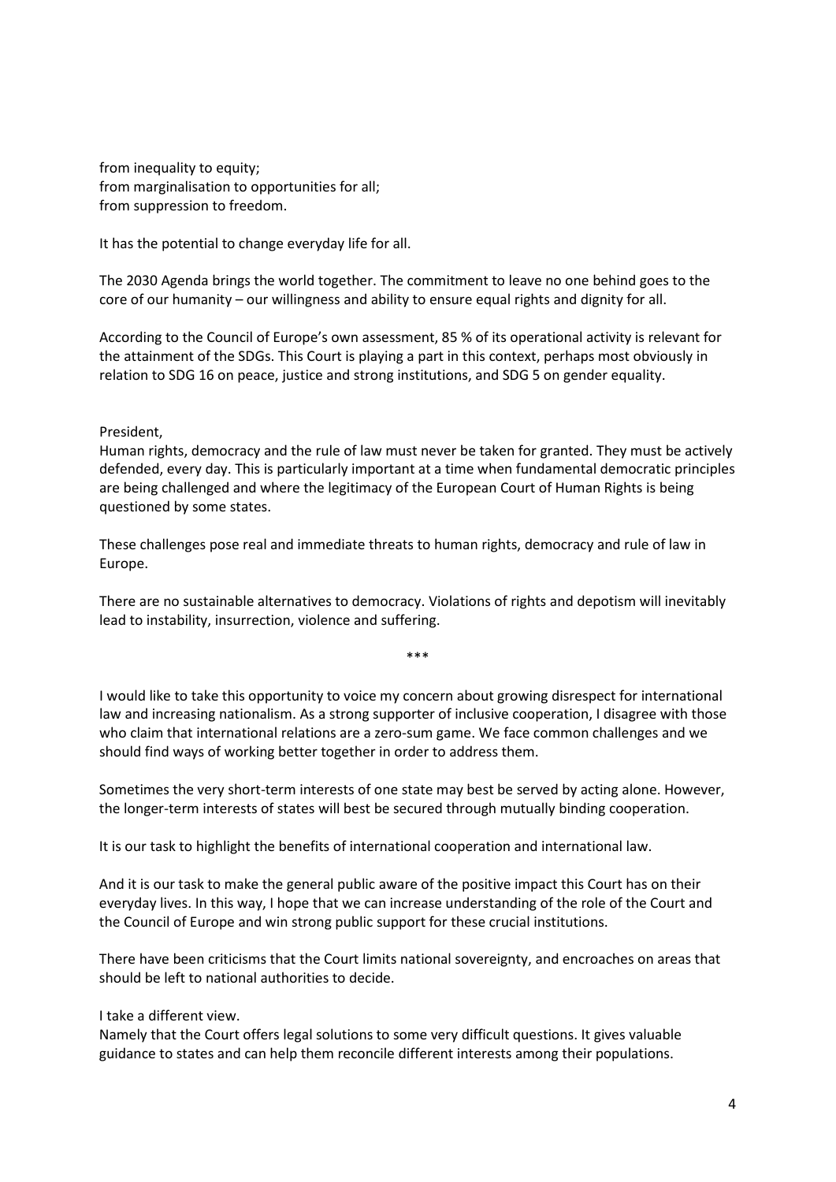from inequality to equity;
from marginalisation to opportunities for all;
from suppression to freedom.

It has the potential to change everyday life for all.

The 2030 Agenda brings the world together. The commitment to leave no one behind goes to the core of our humanity – our willingness and ability to ensure equal rights and dignity for all.

According to the Council of Europe's own assessment, 85 % of its operational activity is relevant for the attainment of the SDGs. This Court is playing a part in this context, perhaps most obviously in relation to SDG 16 on peace, justice and strong institutions, and SDG 5 on gender equality.

President,
Human rights, democracy and the rule of law must never be taken for granted. They must be actively defended, every day. This is particularly important at a time when fundamental democratic principles are being challenged and where the legitimacy of the European Court of Human Rights is being questioned by some states.

These challenges pose real and immediate threats to human rights, democracy and rule of law in Europe.

There are no sustainable alternatives to democracy. Violations of rights and depotism will inevitably lead to instability, insurrection, violence and suffering.

***

I would like to take this opportunity to voice my concern about growing disrespect for international law and increasing nationalism. As a strong supporter of inclusive cooperation, I disagree with those who claim that international relations are a zero-sum game. We face common challenges and we should find ways of working better together in order to address them.

Sometimes the very short-term interests of one state may best be served by acting alone. However, the longer-term interests of states will best be secured through mutually binding cooperation.

It is our task to highlight the benefits of international cooperation and international law.

And it is our task to make the general public aware of the positive impact this Court has on their everyday lives. In this way, I hope that we can increase understanding of the role of the Court and the Council of Europe and win strong public support for these crucial institutions.

There have been criticisms that the Court limits national sovereignty, and encroaches on areas that should be left to national authorities to decide.

I take a different view.
Namely that the Court offers legal solutions to some very difficult questions. It gives valuable guidance to states and can help them reconcile different interests among their populations.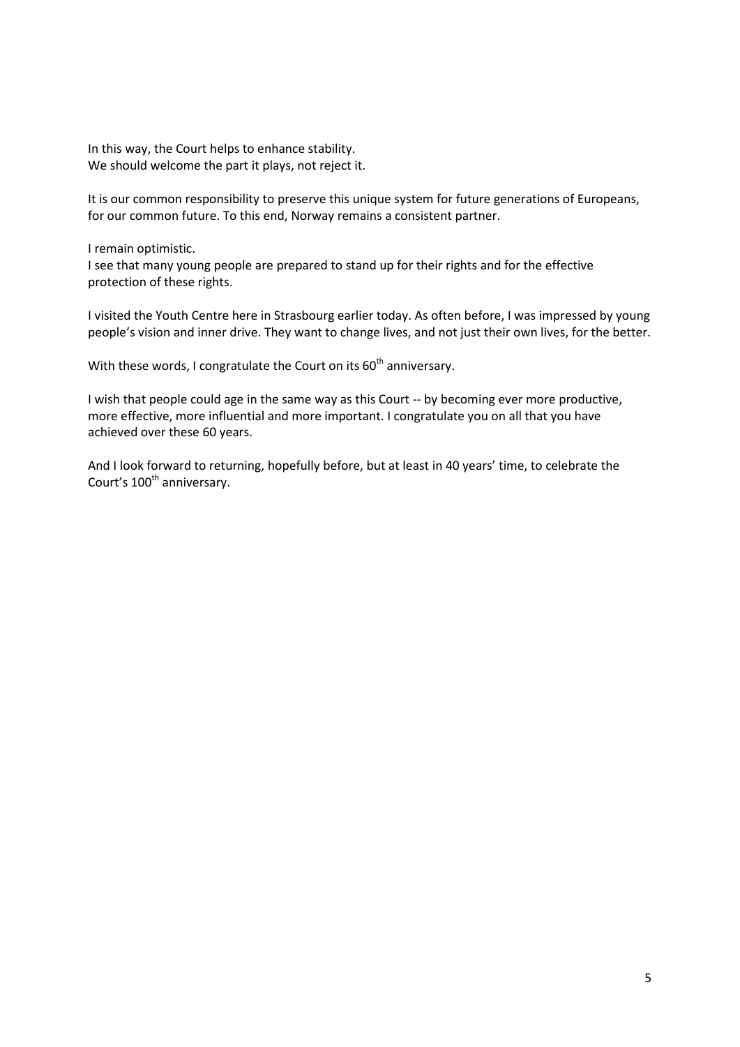In this way, the Court helps to enhance stability.
We should welcome the part it plays, not reject it.

It is our common responsibility to preserve this unique system for future generations of Europeans, for our common future. To this end, Norway remains a consistent partner.

I remain optimistic.
I see that many young people are prepared to stand up for their rights and for the effective protection of these rights.

I visited the Youth Centre here in Strasbourg earlier today. As often before, I was impressed by young people's vision and inner drive. They want to change lives, and not just their own lives, for the better.

With these words, I congratulate the Court on its 60th anniversary.

I wish that people could age in the same way as this Court -- by becoming ever more productive, more effective, more influential and more important. I congratulate you on all that you have achieved over these 60 years.

And I look forward to returning, hopefully before, but at least in 40 years' time, to celebrate the Court's 100th anniversary.